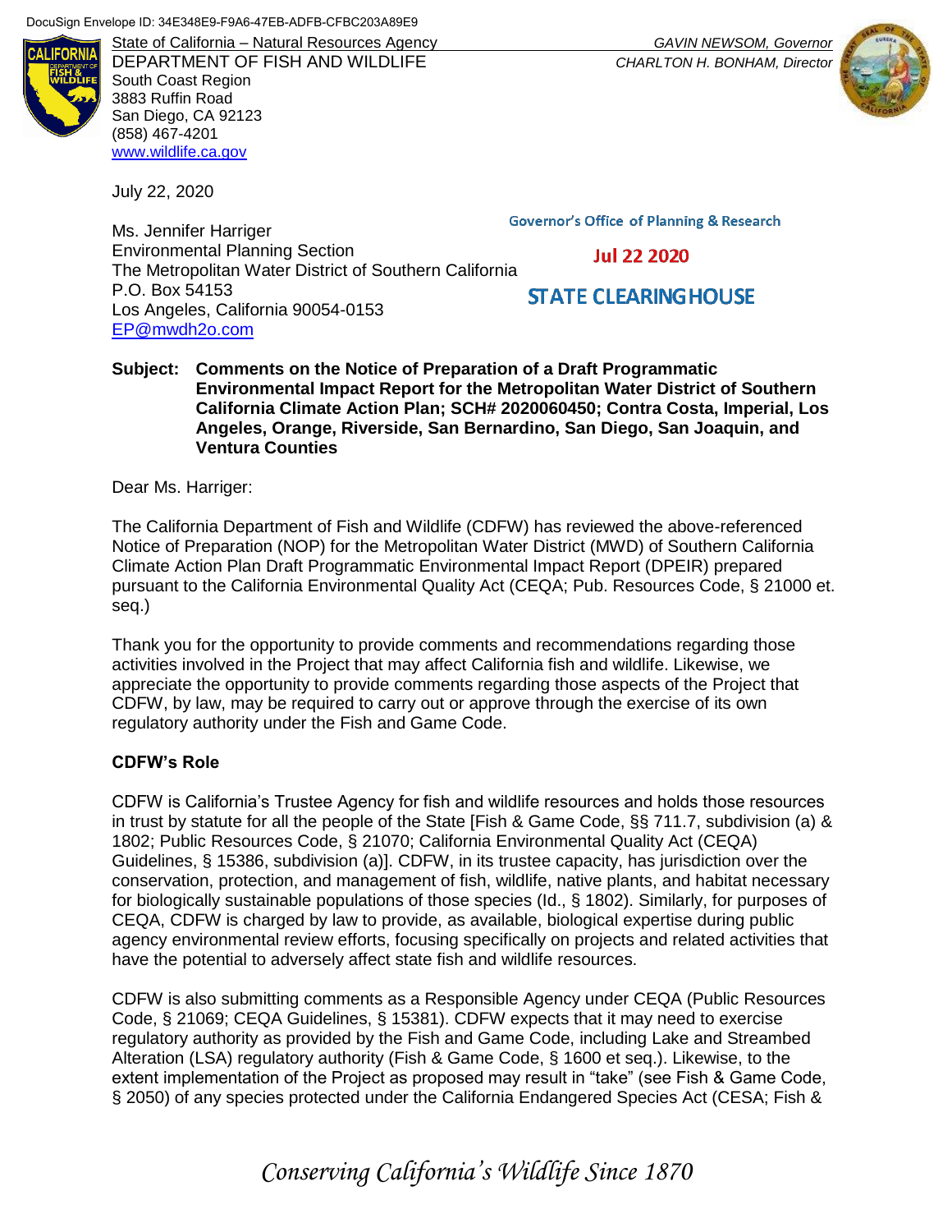DocuSign Envelope ID: 34E348E9-F9A6-47EB-ADFB-CFBC203A89E9

State of California – Natural Resources Agency
DEPARTMENT OF FISH AND WILDLIFE
South Coast Region
3883 Ruffin Road
San Diego, CA 92123
(858) 467-4201
www.wildlife.ca.gov

*GAVIN NEWSOM, Governor*
*CHARLTON H. BONHAM, Director*

July 22, 2020

Governor's Office of Planning & Research

Jul 22 2020

STATE CLEARINGHOUSE

Ms. Jennifer Harriger
Environmental Planning Section
The Metropolitan Water District of Southern California
P.O. Box 54153
Los Angeles, California 90054-0153
EP@mwdh2o.com

**Subject: Comments on the Notice of Preparation of a Draft Programmatic Environmental Impact Report for the Metropolitan Water District of Southern California Climate Action Plan; SCH# 2020060450; Contra Costa, Imperial, Los Angeles, Orange, Riverside, San Bernardino, San Diego, San Joaquin, and Ventura Counties**

Dear Ms. Harriger:

The California Department of Fish and Wildlife (CDFW) has reviewed the above-referenced Notice of Preparation (NOP) for the Metropolitan Water District (MWD) of Southern California Climate Action Plan Draft Programmatic Environmental Impact Report (DPEIR) prepared pursuant to the California Environmental Quality Act (CEQA; Pub. Resources Code, § 21000 et. seq.)

Thank you for the opportunity to provide comments and recommendations regarding those activities involved in the Project that may affect California fish and wildlife. Likewise, we appreciate the opportunity to provide comments regarding those aspects of the Project that CDFW, by law, may be required to carry out or approve through the exercise of its own regulatory authority under the Fish and Game Code.

**CDFW's Role**

CDFW is California's Trustee Agency for fish and wildlife resources and holds those resources in trust by statute for all the people of the State [Fish & Game Code, §§ 711.7, subdivision (a) & 1802; Public Resources Code, § 21070; California Environmental Quality Act (CEQA) Guidelines, § 15386, subdivision (a)]. CDFW, in its trustee capacity, has jurisdiction over the conservation, protection, and management of fish, wildlife, native plants, and habitat necessary for biologically sustainable populations of those species (Id., § 1802). Similarly, for purposes of CEQA, CDFW is charged by law to provide, as available, biological expertise during public agency environmental review efforts, focusing specifically on projects and related activities that have the potential to adversely affect state fish and wildlife resources.

CDFW is also submitting comments as a Responsible Agency under CEQA (Public Resources Code, § 21069; CEQA Guidelines, § 15381). CDFW expects that it may need to exercise regulatory authority as provided by the Fish and Game Code, including Lake and Streambed Alteration (LSA) regulatory authority (Fish & Game Code, § 1600 et seq.). Likewise, to the extent implementation of the Project as proposed may result in "take" (see Fish & Game Code, § 2050) of any species protected under the California Endangered Species Act (CESA; Fish &

*Conserving California's Wildlife Since 1870*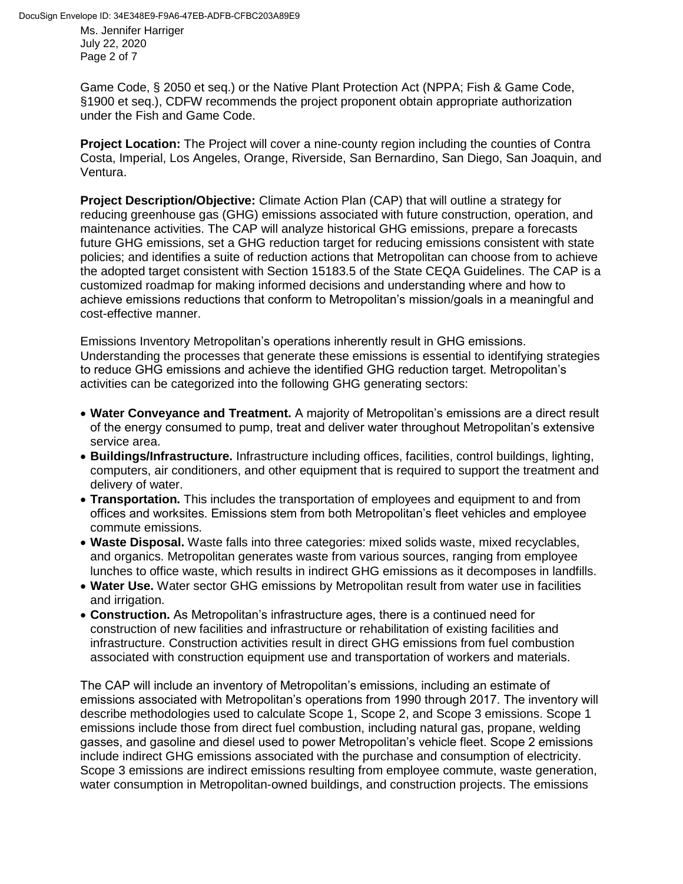Game Code, § 2050 et seq.) or the Native Plant Protection Act (NPPA; Fish & Game Code, §1900 et seq.), CDFW recommends the project proponent obtain appropriate authorization under the Fish and Game Code.

**Project Location:** The Project will cover a nine-county region including the counties of Contra Costa, Imperial, Los Angeles, Orange, Riverside, San Bernardino, San Diego, San Joaquin, and Ventura.

**Project Description/Objective:** Climate Action Plan (CAP) that will outline a strategy for reducing greenhouse gas (GHG) emissions associated with future construction, operation, and maintenance activities. The CAP will analyze historical GHG emissions, prepare a forecasts future GHG emissions, set a GHG reduction target for reducing emissions consistent with state policies; and identifies a suite of reduction actions that Metropolitan can choose from to achieve the adopted target consistent with Section 15183.5 of the State CEQA Guidelines. The CAP is a customized roadmap for making informed decisions and understanding where and how to achieve emissions reductions that conform to Metropolitan's mission/goals in a meaningful and cost-effective manner.

Emissions Inventory Metropolitan's operations inherently result in GHG emissions. Understanding the processes that generate these emissions is essential to identifying strategies to reduce GHG emissions and achieve the identified GHG reduction target. Metropolitan's activities can be categorized into the following GHG generating sectors:

- **Water Conveyance and Treatment.** A majority of Metropolitan's emissions are a direct result of the energy consumed to pump, treat and deliver water throughout Metropolitan's extensive service area.
- **Buildings/Infrastructure.** Infrastructure including offices, facilities, control buildings, lighting, computers, air conditioners, and other equipment that is required to support the treatment and delivery of water.
- **Transportation.** This includes the transportation of employees and equipment to and from offices and worksites. Emissions stem from both Metropolitan's fleet vehicles and employee commute emissions.
- **Waste Disposal.** Waste falls into three categories: mixed solids waste, mixed recyclables, and organics. Metropolitan generates waste from various sources, ranging from employee lunches to office waste, which results in indirect GHG emissions as it decomposes in landfills.
- **Water Use.** Water sector GHG emissions by Metropolitan result from water use in facilities and irrigation.
- **Construction.** As Metropolitan's infrastructure ages, there is a continued need for construction of new facilities and infrastructure or rehabilitation of existing facilities and infrastructure. Construction activities result in direct GHG emissions from fuel combustion associated with construction equipment use and transportation of workers and materials.

The CAP will include an inventory of Metropolitan's emissions, including an estimate of emissions associated with Metropolitan's operations from 1990 through 2017. The inventory will describe methodologies used to calculate Scope 1, Scope 2, and Scope 3 emissions. Scope 1 emissions include those from direct fuel combustion, including natural gas, propane, welding gasses, and gasoline and diesel used to power Metropolitan's vehicle fleet. Scope 2 emissions include indirect GHG emissions associated with the purchase and consumption of electricity. Scope 3 emissions are indirect emissions resulting from employee commute, waste generation, water consumption in Metropolitan-owned buildings, and construction projects. The emissions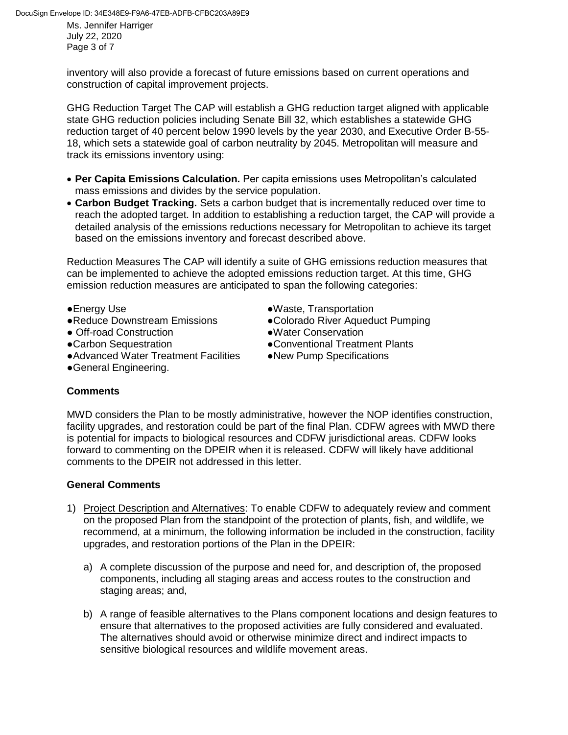inventory will also provide a forecast of future emissions based on current operations and construction of capital improvement projects.

GHG Reduction Target The CAP will establish a GHG reduction target aligned with applicable state GHG reduction policies including Senate Bill 32, which establishes a statewide GHG reduction target of 40 percent below 1990 levels by the year 2030, and Executive Order B-55-18, which sets a statewide goal of carbon neutrality by 2045. Metropolitan will measure and track its emissions inventory using:

- **Per Capita Emissions Calculation.** Per capita emissions uses Metropolitan's calculated mass emissions and divides by the service population.
- **Carbon Budget Tracking.** Sets a carbon budget that is incrementally reduced over time to reach the adopted target. In addition to establishing a reduction target, the CAP will provide a detailed analysis of the emissions reductions necessary for Metropolitan to achieve its target based on the emissions inventory and forecast described above.

Reduction Measures The CAP will identify a suite of GHG emissions reduction measures that can be implemented to achieve the adopted emissions reduction target. At this time, GHG emission reduction measures are anticipated to span the following categories:

- Energy Use
- Reduce Downstream Emissions
- Off-road Construction
- Carbon Sequestration
- Advanced Water Treatment Facilities
- General Engineering.
- Waste, Transportation
- Colorado River Aqueduct Pumping
- Water Conservation
- Conventional Treatment Plants
- New Pump Specifications

## Comments

MWD considers the Plan to be mostly administrative, however the NOP identifies construction, facility upgrades, and restoration could be part of the final Plan. CDFW agrees with MWD there is potential for impacts to biological resources and CDFW jurisdictional areas. CDFW looks forward to commenting on the DPEIR when it is released. CDFW will likely have additional comments to the DPEIR not addressed in this letter.

## General Comments

1) Project Description and Alternatives: To enable CDFW to adequately review and comment on the proposed Plan from the standpoint of the protection of plants, fish, and wildlife, we recommend, at a minimum, the following information be included in the construction, facility upgrades, and restoration portions of the Plan in the DPEIR:

   a) A complete discussion of the purpose and need for, and description of, the proposed components, including all staging areas and access routes to the construction and staging areas; and,

   b) A range of feasible alternatives to the Plans component locations and design features to ensure that alternatives to the proposed activities are fully considered and evaluated. The alternatives should avoid or otherwise minimize direct and indirect impacts to sensitive biological resources and wildlife movement areas.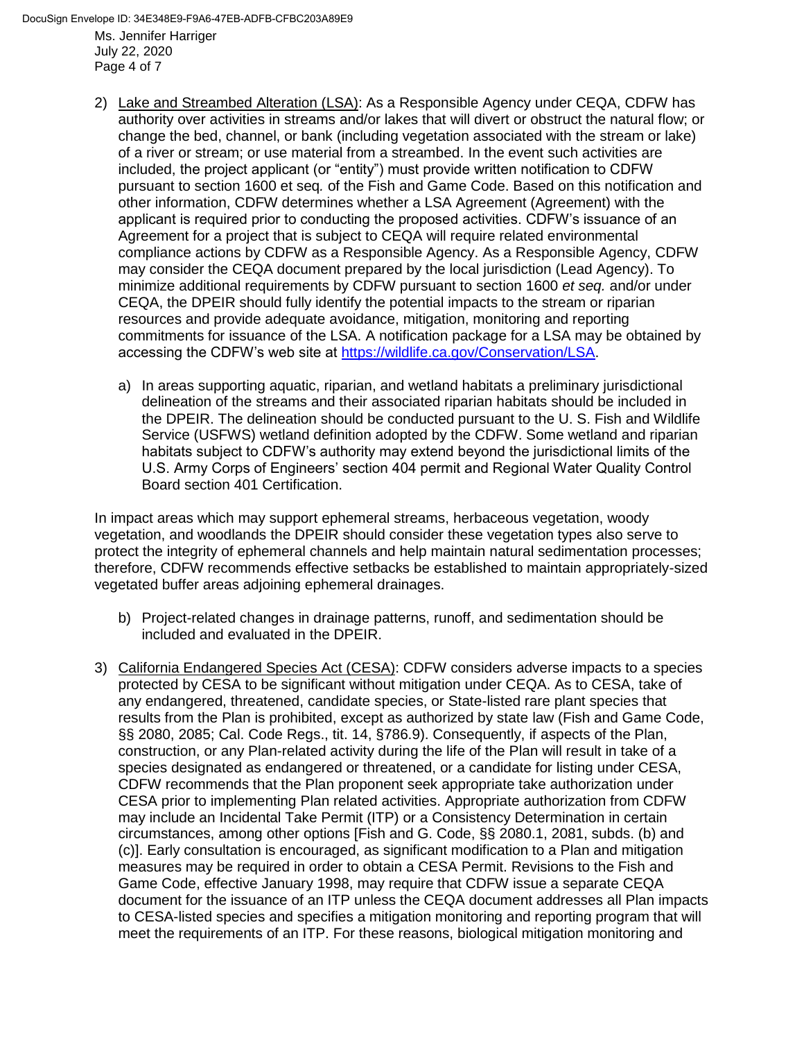2) Lake and Streambed Alteration (LSA): As a Responsible Agency under CEQA, CDFW has authority over activities in streams and/or lakes that will divert or obstruct the natural flow; or change the bed, channel, or bank (including vegetation associated with the stream or lake) of a river or stream; or use material from a streambed. In the event such activities are included, the project applicant (or "entity") must provide written notification to CDFW pursuant to section 1600 et seq*.* of the Fish and Game Code. Based on this notification and other information, CDFW determines whether a LSA Agreement (Agreement) with the applicant is required prior to conducting the proposed activities. CDFW's issuance of an Agreement for a project that is subject to CEQA will require related environmental compliance actions by CDFW as a Responsible Agency. As a Responsible Agency, CDFW may consider the CEQA document prepared by the local jurisdiction (Lead Agency). To minimize additional requirements by CDFW pursuant to section 1600 *et seq.* and/or under CEQA, the DPEIR should fully identify the potential impacts to the stream or riparian resources and provide adequate avoidance, mitigation, monitoring and reporting commitments for issuance of the LSA. A notification package for a LSA may be obtained by accessing the CDFW's web site at https://wildlife.ca.gov/Conservation/LSA.

   a) In areas supporting aquatic, riparian, and wetland habitats a preliminary jurisdictional delineation of the streams and their associated riparian habitats should be included in the DPEIR. The delineation should be conducted pursuant to the U. S. Fish and Wildlife Service (USFWS) wetland definition adopted by the CDFW. Some wetland and riparian habitats subject to CDFW's authority may extend beyond the jurisdictional limits of the U.S. Army Corps of Engineers' section 404 permit and Regional Water Quality Control Board section 401 Certification.

In impact areas which may support ephemeral streams, herbaceous vegetation, woody vegetation, and woodlands the DPEIR should consider these vegetation types also serve to protect the integrity of ephemeral channels and help maintain natural sedimentation processes; therefore, CDFW recommends effective setbacks be established to maintain appropriately-sized vegetated buffer areas adjoining ephemeral drainages.

   b) Project-related changes in drainage patterns, runoff, and sedimentation should be included and evaluated in the DPEIR.

3) California Endangered Species Act (CESA): CDFW considers adverse impacts to a species protected by CESA to be significant without mitigation under CEQA. As to CESA, take of any endangered, threatened, candidate species, or State-listed rare plant species that results from the Plan is prohibited, except as authorized by state law (Fish and Game Code, §§ 2080, 2085; Cal. Code Regs., tit. 14, §786.9). Consequently, if aspects of the Plan, construction, or any Plan-related activity during the life of the Plan will result in take of a species designated as endangered or threatened, or a candidate for listing under CESA, CDFW recommends that the Plan proponent seek appropriate take authorization under CESA prior to implementing Plan related activities. Appropriate authorization from CDFW may include an Incidental Take Permit (ITP) or a Consistency Determination in certain circumstances, among other options [Fish and G. Code, §§ 2080.1, 2081, subds. (b) and (c)]. Early consultation is encouraged, as significant modification to a Plan and mitigation measures may be required in order to obtain a CESA Permit. Revisions to the Fish and Game Code, effective January 1998, may require that CDFW issue a separate CEQA document for the issuance of an ITP unless the CEQA document addresses all Plan impacts to CESA-listed species and specifies a mitigation monitoring and reporting program that will meet the requirements of an ITP. For these reasons, biological mitigation monitoring and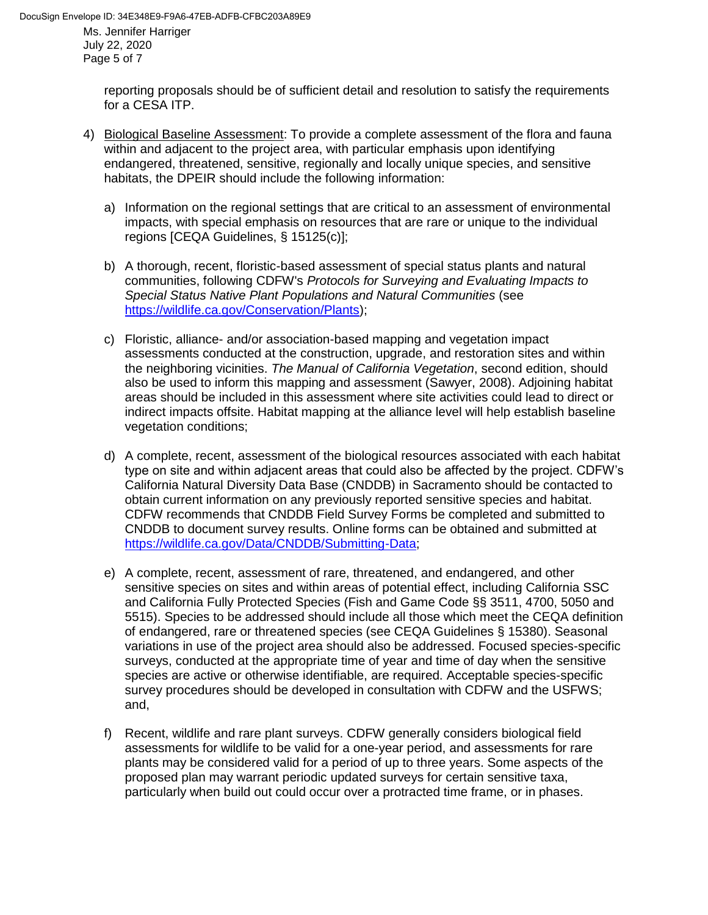reporting proposals should be of sufficient detail and resolution to satisfy the requirements for a CESA ITP.

4) Biological Baseline Assessment: To provide a complete assessment of the flora and fauna within and adjacent to the project area, with particular emphasis upon identifying endangered, threatened, sensitive, regionally and locally unique species, and sensitive habitats, the DPEIR should include the following information:

   a) Information on the regional settings that are critical to an assessment of environmental impacts, with special emphasis on resources that are rare or unique to the individual regions [CEQA Guidelines, § 15125(c)];

   b) A thorough, recent, floristic-based assessment of special status plants and natural communities, following CDFW's *Protocols for Surveying and Evaluating Impacts to Special Status Native Plant Populations and Natural Communities* (see https://wildlife.ca.gov/Conservation/Plants);

   c) Floristic, alliance- and/or association-based mapping and vegetation impact assessments conducted at the construction, upgrade, and restoration sites and within the neighboring vicinities. *The Manual of California Vegetation*, second edition, should also be used to inform this mapping and assessment (Sawyer, 2008). Adjoining habitat areas should be included in this assessment where site activities could lead to direct or indirect impacts offsite. Habitat mapping at the alliance level will help establish baseline vegetation conditions;

   d) A complete, recent, assessment of the biological resources associated with each habitat type on site and within adjacent areas that could also be affected by the project. CDFW's California Natural Diversity Data Base (CNDDB) in Sacramento should be contacted to obtain current information on any previously reported sensitive species and habitat. CDFW recommends that CNDDB Field Survey Forms be completed and submitted to CNDDB to document survey results. Online forms can be obtained and submitted at https://wildlife.ca.gov/Data/CNDDB/Submitting-Data;

   e) A complete, recent, assessment of rare, threatened, and endangered, and other sensitive species on sites and within areas of potential effect, including California SSC and California Fully Protected Species (Fish and Game Code §§ 3511, 4700, 5050 and 5515). Species to be addressed should include all those which meet the CEQA definition of endangered, rare or threatened species (see CEQA Guidelines § 15380). Seasonal variations in use of the project area should also be addressed. Focused species-specific surveys, conducted at the appropriate time of year and time of day when the sensitive species are active or otherwise identifiable, are required. Acceptable species-specific survey procedures should be developed in consultation with CDFW and the USFWS; and,

   f) Recent, wildlife and rare plant surveys. CDFW generally considers biological field assessments for wildlife to be valid for a one-year period, and assessments for rare plants may be considered valid for a period of up to three years. Some aspects of the proposed plan may warrant periodic updated surveys for certain sensitive taxa, particularly when build out could occur over a protracted time frame, or in phases.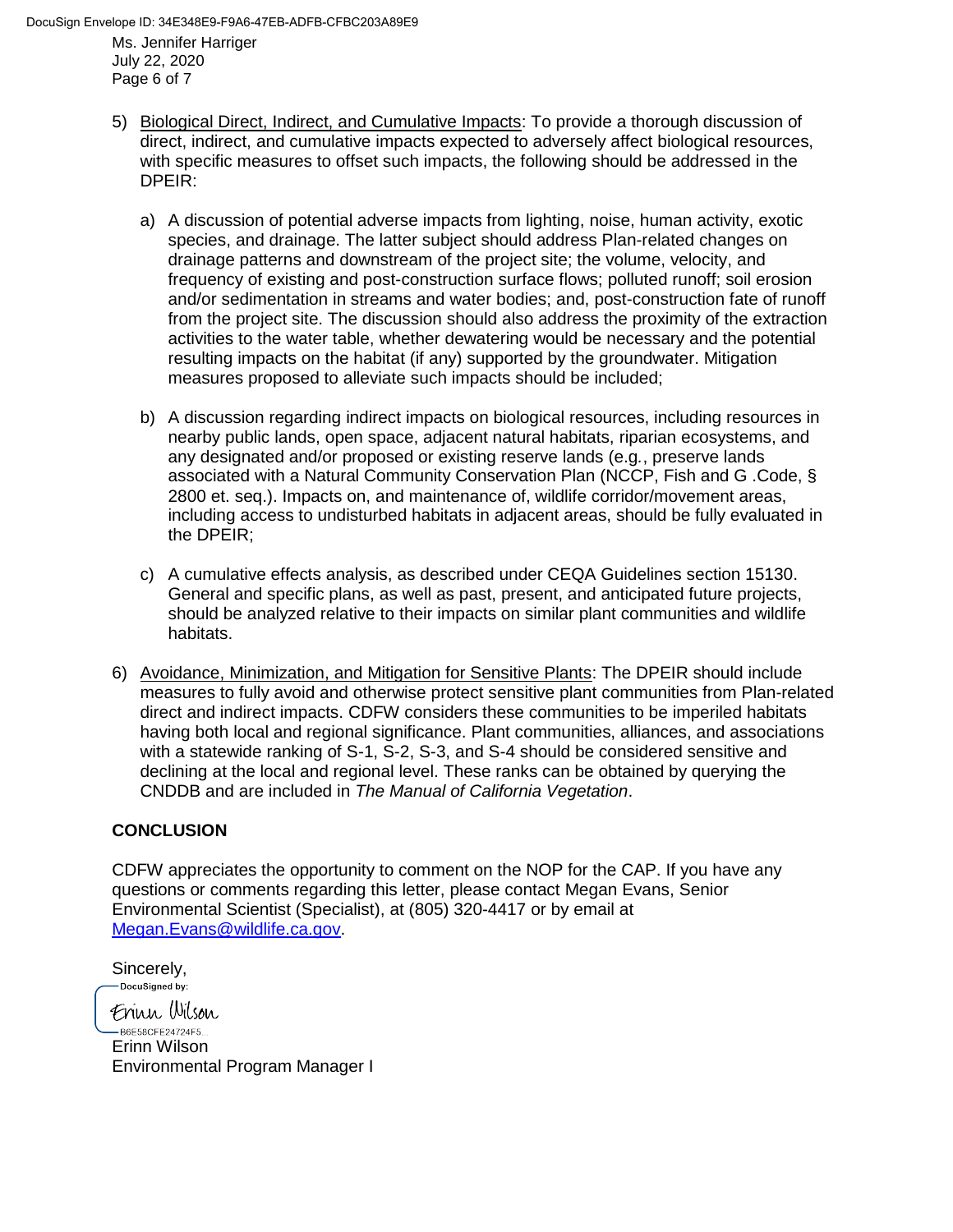5) Biological Direct, Indirect, and Cumulative Impacts: To provide a thorough discussion of direct, indirect, and cumulative impacts expected to adversely affect biological resources, with specific measures to offset such impacts, the following should be addressed in the DPEIR:

   a) A discussion of potential adverse impacts from lighting, noise, human activity, exotic species, and drainage. The latter subject should address Plan-related changes on drainage patterns and downstream of the project site; the volume, velocity, and frequency of existing and post-construction surface flows; polluted runoff; soil erosion and/or sedimentation in streams and water bodies; and, post-construction fate of runoff from the project site. The discussion should also address the proximity of the extraction activities to the water table, whether dewatering would be necessary and the potential resulting impacts on the habitat (if any) supported by the groundwater. Mitigation measures proposed to alleviate such impacts should be included;

   b) A discussion regarding indirect impacts on biological resources, including resources in nearby public lands, open space, adjacent natural habitats, riparian ecosystems, and any designated and/or proposed or existing reserve lands (e.g., preserve lands associated with a Natural Community Conservation Plan (NCCP, Fish and G .Code, § 2800 et. seq.). Impacts on, and maintenance of, wildlife corridor/movement areas, including access to undisturbed habitats in adjacent areas, should be fully evaluated in the DPEIR;

   c) A cumulative effects analysis, as described under CEQA Guidelines section 15130. General and specific plans, as well as past, present, and anticipated future projects, should be analyzed relative to their impacts on similar plant communities and wildlife habitats.

6) Avoidance, Minimization, and Mitigation for Sensitive Plants: The DPEIR should include measures to fully avoid and otherwise protect sensitive plant communities from Plan-related direct and indirect impacts. CDFW considers these communities to be imperiled habitats having both local and regional significance. Plant communities, alliances, and associations with a statewide ranking of S-1, S-2, S-3, and S-4 should be considered sensitive and declining at the local and regional level. These ranks can be obtained by querying the CNDDB and are included in *The Manual of California Vegetation*.

**CONCLUSION**

CDFW appreciates the opportunity to comment on the NOP for the CAP. If you have any questions or comments regarding this letter, please contact Megan Evans, Senior Environmental Scientist (Specialist), at (805) 320-4417 or by email at Megan.Evans@wildlife.ca.gov.

Sincerely,

DocuSigned by:
Erinn Wilson
B6E58CFE24724F5...

Erinn Wilson
Environmental Program Manager I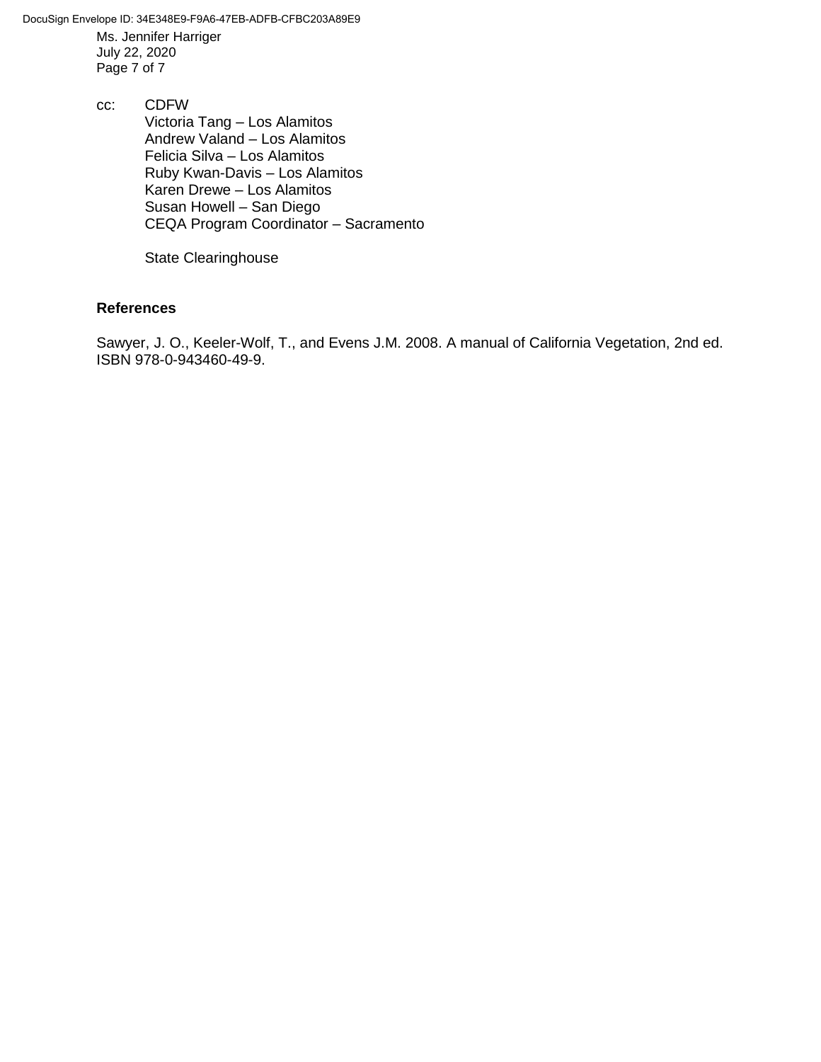cc: CDFW
Victoria Tang – Los Alamitos
Andrew Valand – Los Alamitos
Felicia Silva – Los Alamitos
Ruby Kwan-Davis – Los Alamitos
Karen Drewe – Los Alamitos
Susan Howell – San Diego
CEQA Program Coordinator – Sacramento

State Clearinghouse

## References

Sawyer, J. O., Keeler-Wolf, T., and Evens J.M. 2008. A manual of California Vegetation, 2nd ed. ISBN 978-0-943460-49-9.